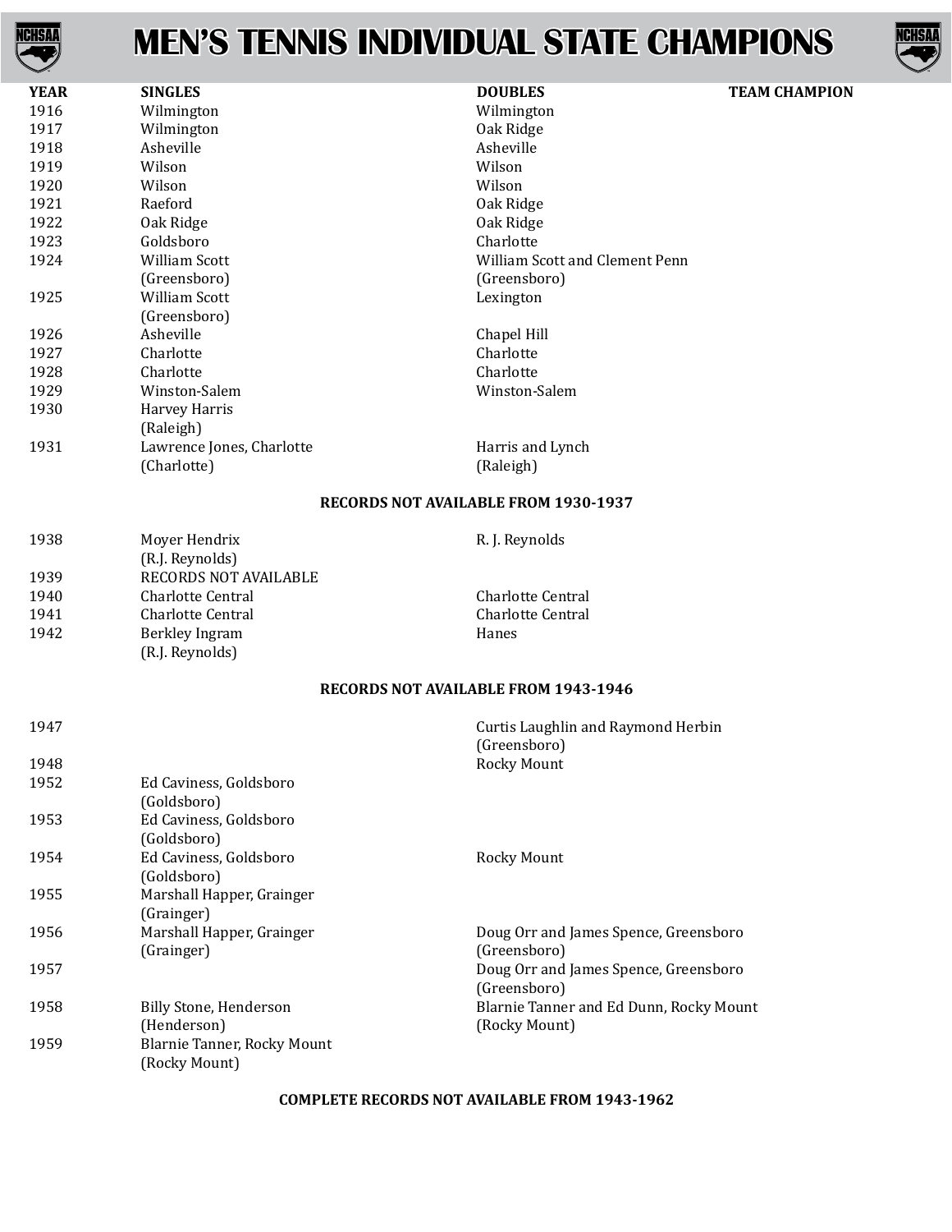# MEN'S TENNIS INDIVIDUAL STATE CHAMPIONS

| YEAR | SINGLES | DOUBLES | TEAM CHAMPION |
|---|---|---|---|
| 1916 | Wilmington | Wilmington | |
| 1917 | Wilmington | Oak Ridge | |
| 1918 | Asheville | Asheville | |
| 1919 | Wilson | Wilson | |
| 1920 | Wilson | Wilson | |
| 1921 | Raeford | Oak Ridge | |
| 1922 | Oak Ridge | Oak Ridge | |
| 1923 | Goldsboro | Charlotte | |
| 1924 | William Scott (Greensboro) | William Scott and Clement Penn (Greensboro) | |
| 1925 | William Scott (Greensboro) | Lexington | |
| 1926 | Asheville | Chapel Hill | |
| 1927 | Charlotte | Charlotte | |
| 1928 | Charlotte | Charlotte | |
| 1929 | Winston-Salem | Winston-Salem | |
| 1930 | Harvey Harris (Raleigh) | | |
| 1931 | Lawrence Jones, Charlotte (Charlotte) | Harris and Lynch (Raleigh) | |

**RECORDS NOT AVAILABLE FROM 1930-1937**

| YEAR | SINGLES | DOUBLES | TEAM CHAMPION |
|---|---|---|---|
| 1938 | Moyer Hendrix (R.J. Reynolds) | R. J. Reynolds | |
| 1939 | RECORDS NOT AVAILABLE | | |
| 1940 | Charlotte Central | Charlotte Central | |
| 1941 | Charlotte Central | Charlotte Central | |
| 1942 | Berkley Ingram (R.J. Reynolds) | Hanes | |

**RECORDS NOT AVAILABLE FROM 1943-1946**

| YEAR | SINGLES | DOUBLES | TEAM CHAMPION |
|---|---|---|---|
| 1947 | | Curtis Laughlin and Raymond Herbin (Greensboro) | |
| 1948 | | Rocky Mount | |
| 1952 | Ed Caviness, Goldsboro (Goldsboro) | | |
| 1953 | Ed Caviness, Goldsboro (Goldsboro) | | |
| 1954 | Ed Caviness, Goldsboro (Goldsboro) | Rocky Mount | |
| 1955 | Marshall Happer, Grainger (Grainger) | | |
| 1956 | Marshall Happer, Grainger (Grainger) | Doug Orr and James Spence, Greensboro (Greensboro) | |
| 1957 | | Doug Orr and James Spence, Greensboro (Greensboro) | |
| 1958 | Billy Stone, Henderson (Henderson) | Blarnie Tanner and Ed Dunn, Rocky Mount (Rocky Mount) | |
| 1959 | Blarnie Tanner, Rocky Mount (Rocky Mount) | | |

**COMPLETE RECORDS NOT AVAILABLE FROM 1943-1962**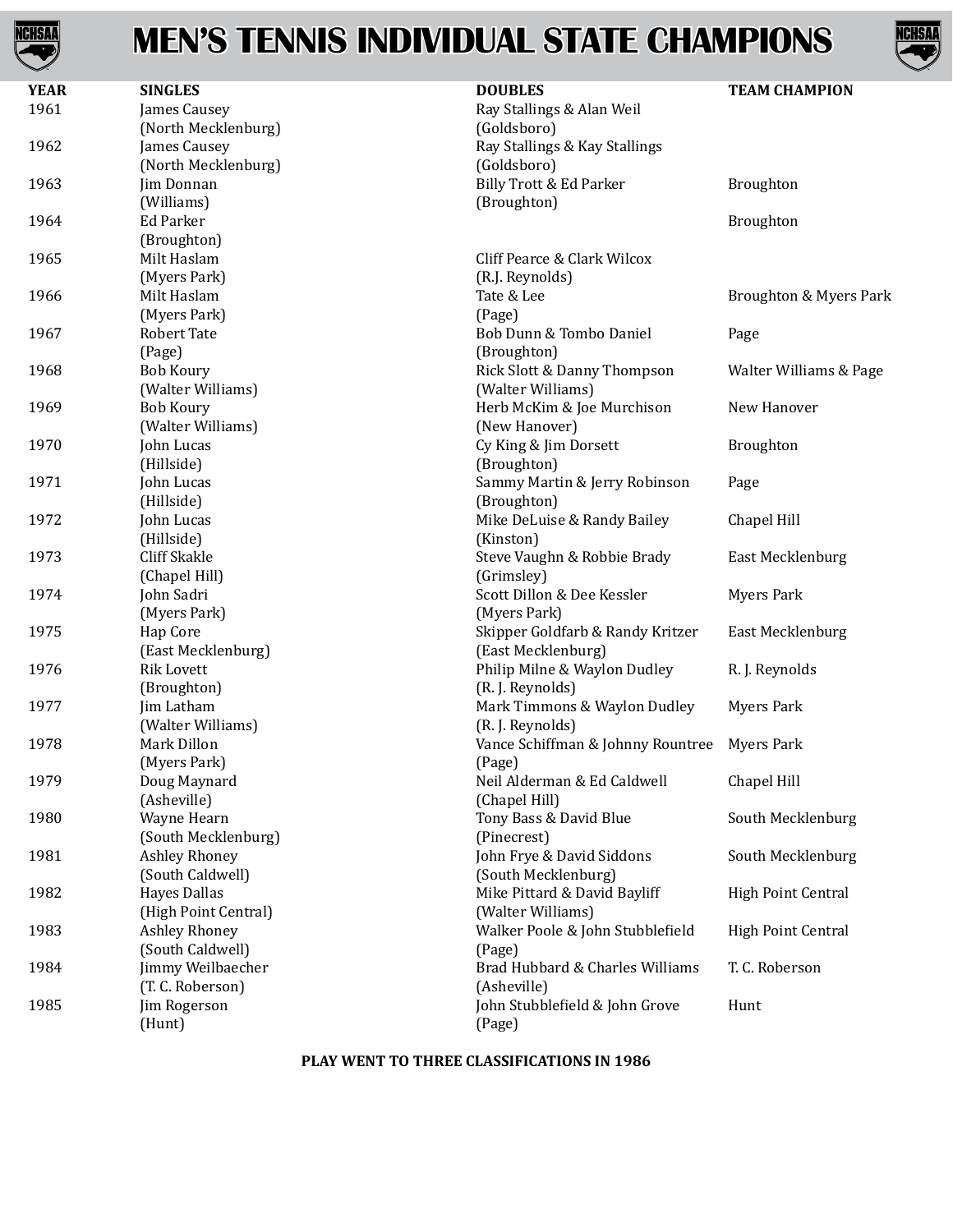# MEN'S TENNIS INDIVIDUAL STATE CHAMPIONS

| YEAR | SINGLES | DOUBLES | TEAM CHAMPION |
|---|---|---|---|
| 1961 | James Causey (North Mecklenburg) | Ray Stallings & Alan Weil (Goldsboro) | |
| 1962 | James Causey (North Mecklenburg) | Ray Stallings & Kay Stallings (Goldsboro) | |
| 1963 | Jim Donnan (Williams) | Billy Trott & Ed Parker (Broughton) | Broughton |
| 1964 | Ed Parker (Broughton) | | Broughton |
| 1965 | Milt Haslam (Myers Park) | Cliff Pearce & Clark Wilcox (R.J. Reynolds) | |
| 1966 | Milt Haslam (Myers Park) | Tate & Lee (Page) | Broughton & Myers Park |
| 1967 | Robert Tate (Page) | Bob Dunn & Tombo Daniel (Broughton) | Page |
| 1968 | Bob Koury (Walter Williams) | Rick Slott & Danny Thompson (Walter Williams) | Walter Williams & Page |
| 1969 | Bob Koury (Walter Williams) | Herb McKim & Joe Murchison (New Hanover) | New Hanover |
| 1970 | John Lucas (Hillside) | Cy King & Jim Dorsett (Broughton) | Broughton |
| 1971 | John Lucas (Hillside) | Sammy Martin & Jerry Robinson (Broughton) | Page |
| 1972 | John Lucas (Hillside) | Mike DeLuise & Randy Bailey (Kinston) | Chapel Hill |
| 1973 | Cliff Skakle (Chapel Hill) | Steve Vaughn & Robbie Brady (Grimsley) | East Mecklenburg |
| 1974 | John Sadri (Myers Park) | Scott Dillon & Dee Kessler (Myers Park) | Myers Park |
| 1975 | Hap Core (East Mecklenburg) | Skipper Goldfarb & Randy Kritzer (East Mecklenburg) | East Mecklenburg |
| 1976 | Rik Lovett (Broughton) | Philip Milne & Waylon Dudley (R. J. Reynolds) | R. J. Reynolds |
| 1977 | Jim Latham (Walter Williams) | Mark Timmons & Waylon Dudley (R. J. Reynolds) | Myers Park |
| 1978 | Mark Dillon (Myers Park) | Vance Schiffman & Johnny Rountree (Page) | Myers Park |
| 1979 | Doug Maynard (Asheville) | Neil Alderman & Ed Caldwell (Chapel Hill) | Chapel Hill |
| 1980 | Wayne Hearn (South Mecklenburg) | Tony Bass & David Blue (Pinecrest) | South Mecklenburg |
| 1981 | Ashley Rhoney (South Caldwell) | John Frye & David Siddons (South Mecklenburg) | South Mecklenburg |
| 1982 | Hayes Dallas (High Point Central) | Mike Pittard & David Bayliff (Walter Williams) | High Point Central |
| 1983 | Ashley Rhoney (South Caldwell) | Walker Poole & John Stubblefield (Page) | High Point Central |
| 1984 | Jimmy Weilbaecher (T. C. Roberson) | Brad Hubbard & Charles Williams (Asheville) | T. C. Roberson |
| 1985 | Jim Rogerson (Hunt) | John Stubblefield & John Grove (Page) | Hunt |

**PLAY WENT TO THREE CLASSIFICATIONS IN 1986**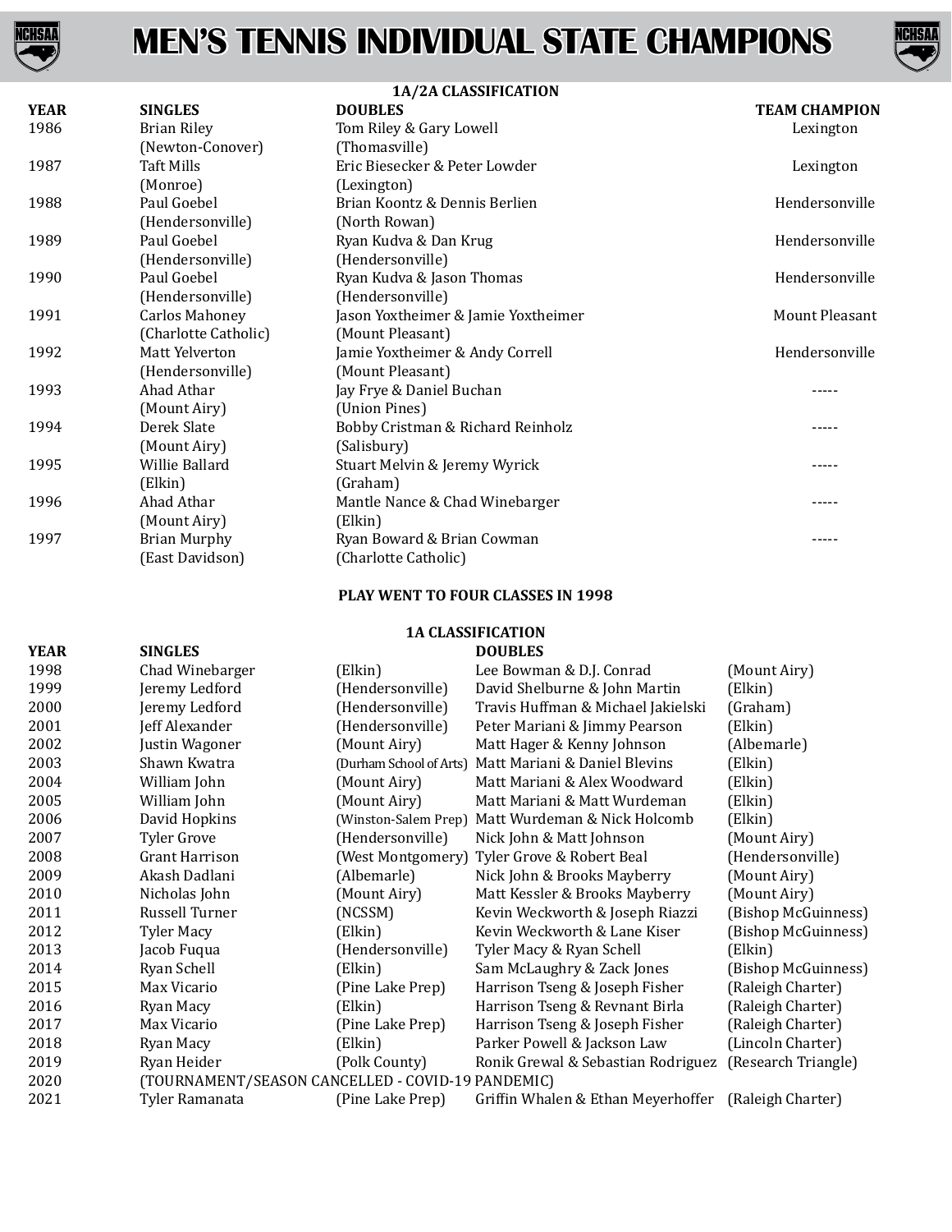# MEN'S TENNIS INDIVIDUAL STATE CHAMPIONS

## 1A/2A CLASSIFICATION

| YEAR | SINGLES | DOUBLES | TEAM CHAMPION |
|---|---|---|---|
| 1986 | Brian Riley (Newton-Conover) | Tom Riley & Gary Lowell (Thomasville) | Lexington |
| 1987 | Taft Mills (Monroe) | Eric Biesecker & Peter Lowder (Lexington) | Lexington |
| 1988 | Paul Goebel (Hendersonville) | Brian Koontz & Dennis Berlien (North Rowan) | Hendersonville |
| 1989 | Paul Goebel (Hendersonville) | Ryan Kudva & Dan Krug (Hendersonville) | Hendersonville |
| 1990 | Paul Goebel (Hendersonville) | Ryan Kudva & Jason Thomas (Hendersonville) | Hendersonville |
| 1991 | Carlos Mahoney (Charlotte Catholic) | Jason Yoxtheimer & Jamie Yoxtheimer (Mount Pleasant) | Mount Pleasant |
| 1992 | Matt Yelverton (Hendersonville) | Jamie Yoxtheimer & Andy Correll (Mount Pleasant) | Hendersonville |
| 1993 | Ahad Athar (Mount Airy) | Jay Frye & Daniel Buchan (Union Pines) | ----- |
| 1994 | Derek Slate (Mount Airy) | Bobby Cristman & Richard Reinholz (Salisbury) | ----- |
| 1995 | Willie Ballard (Elkin) | Stuart Melvin & Jeremy Wyrick (Graham) | ----- |
| 1996 | Ahad Athar (Mount Airy) | Mantle Nance & Chad Winebarger (Elkin) | ----- |
| 1997 | Brian Murphy (East Davidson) | Ryan Boward & Brian Cowman (Charlotte Catholic) | ----- |

**PLAY WENT TO FOUR CLASSES IN 1998**

## 1A CLASSIFICATION

| YEAR | SINGLES | | DOUBLES | |
|---|---|---|---|---|
| 1998 | Chad Winebarger | (Elkin) | Lee Bowman & D.J. Conrad | (Mount Airy) |
| 1999 | Jeremy Ledford | (Hendersonville) | David Shelburne & John Martin | (Elkin) |
| 2000 | Jeremy Ledford | (Hendersonville) | Travis Huffman & Michael Jakielski | (Graham) |
| 2001 | Jeff Alexander | (Hendersonville) | Peter Mariani & Jimmy Pearson | (Elkin) |
| 2002 | Justin Wagoner | (Mount Airy) | Matt Hager & Kenny Johnson | (Albemarle) |
| 2003 | Shawn Kwatra | (Durham School of Arts) | Matt Mariani & Daniel Blevins | (Elkin) |
| 2004 | William John | (Mount Airy) | Matt Mariani & Alex Woodward | (Elkin) |
| 2005 | William John | (Mount Airy) | Matt Mariani & Matt Wurdeman | (Elkin) |
| 2006 | David Hopkins | (Winston-Salem Prep) | Matt Wurdeman & Nick Holcomb | (Elkin) |
| 2007 | Tyler Grove | (Hendersonville) | Nick John & Matt Johnson | (Mount Airy) |
| 2008 | Grant Harrison | (West Montgomery) | Tyler Grove & Robert Beal | (Hendersonville) |
| 2009 | Akash Dadlani | (Albemarle) | Nick John & Brooks Mayberry | (Mount Airy) |
| 2010 | Nicholas John | (Mount Airy) | Matt Kessler & Brooks Mayberry | (Mount Airy) |
| 2011 | Russell Turner | (NCSSM) | Kevin Weckworth & Joseph Riazzi | (Bishop McGuinness) |
| 2012 | Tyler Macy | (Elkin) | Kevin Weckworth & Lane Kiser | (Bishop McGuinness) |
| 2013 | Jacob Fuqua | (Hendersonville) | Tyler Macy & Ryan Schell | (Elkin) |
| 2014 | Ryan Schell | (Elkin) | Sam McLaughry & Zack Jones | (Bishop McGuinness) |
| 2015 | Max Vicario | (Pine Lake Prep) | Harrison Tseng & Joseph Fisher | (Raleigh Charter) |
| 2016 | Ryan Macy | (Elkin) | Harrison Tseng & Revnant Birla | (Raleigh Charter) |
| 2017 | Max Vicario | (Pine Lake Prep) | Harrison Tseng & Joseph Fisher | (Raleigh Charter) |
| 2018 | Ryan Macy | (Elkin) | Parker Powell & Jackson Law | (Lincoln Charter) |
| 2019 | Ryan Heider | (Polk County) | Ronik Grewal & Sebastian Rodriguez | (Research Triangle) |
| 2020 | (TOURNAMENT/SEASON CANCELLED - COVID-19 PANDEMIC) | | | |
| 2021 | Tyler Ramanata | (Pine Lake Prep) | Griffin Whalen & Ethan Meyerhoffer | (Raleigh Charter) |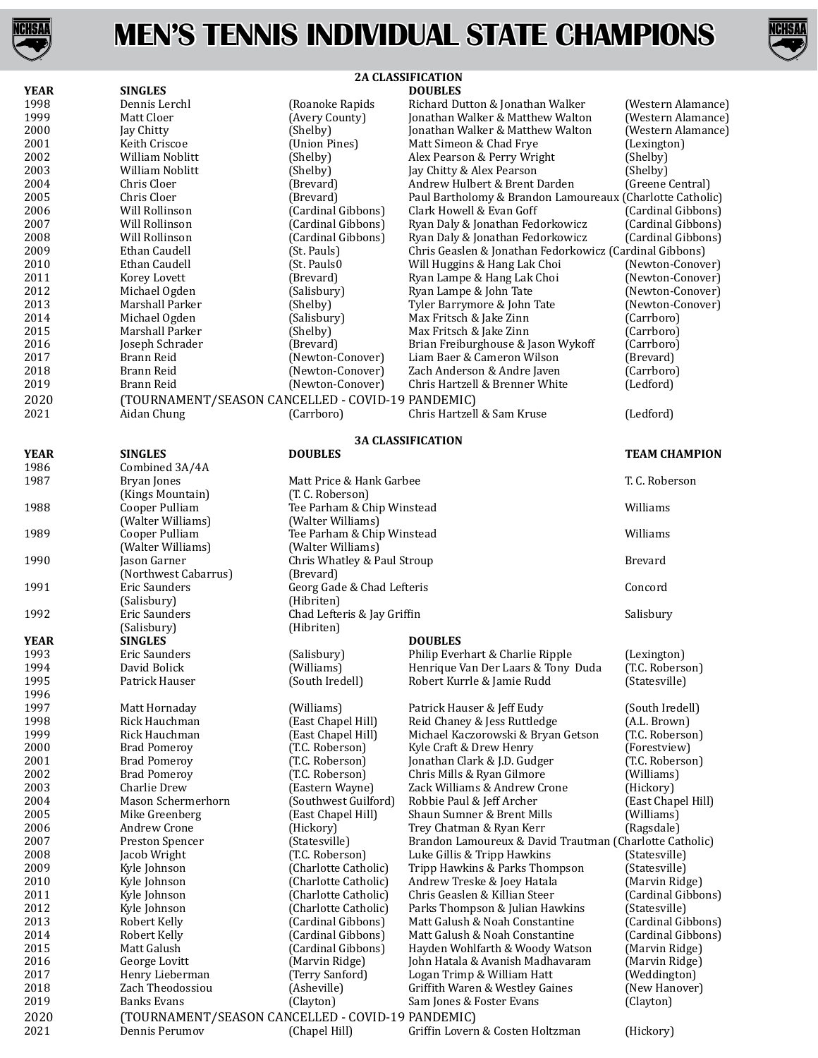# MEN'S TENNIS INDIVIDUAL STATE CHAMPIONS

## 2A CLASSIFICATION

| YEAR | SINGLES | | DOUBLES | |
|---|---|---|---|---|
| 1998 | Dennis Lerchl | (Roanoke Rapids | Richard Dutton & Jonathan Walker | (Western Alamance) |
| 1999 | Matt Cloer | (Avery County) | Jonathan Walker & Matthew Walton | (Western Alamance) |
| 2000 | Jay Chitty | (Shelby) | Jonathan Walker & Matthew Walton | (Western Alamance) |
| 2001 | Keith Criscoe | (Union Pines) | Matt Simeon & Chad Frye | (Lexington) |
| 2002 | William Noblitt | (Shelby) | Alex Pearson & Perry Wright | (Shelby) |
| 2003 | William Noblitt | (Shelby) | Jay Chitty & Alex Pearson | (Shelby) |
| 2004 | Chris Cloer | (Brevard) | Andrew Hulbert & Brent Darden | (Greene Central) |
| 2005 | Chris Cloer | (Brevard) | Paul Bartholomy & Brandon Lamoureaux | (Charlotte Catholic) |
| 2006 | Will Rollinson | (Cardinal Gibbons) | Clark Howell & Evan Goff | (Cardinal Gibbons) |
| 2007 | Will Rollinson | (Cardinal Gibbons) | Ryan Daly & Jonathan Fedorkowicz | (Cardinal Gibbons) |
| 2008 | Will Rollinson | (Cardinal Gibbons) | Ryan Daly & Jonathan Fedorkowicz | (Cardinal Gibbons) |
| 2009 | Ethan Caudell | (St. Pauls) | Chris Geaslen & Jonathan Fedorkowicz | (Cardinal Gibbons) |
| 2010 | Ethan Caudell | (St. Pauls0 | Will Huggins & Hang Lak Choi | (Newton-Conover) |
| 2011 | Korey Lovett | (Brevard) | Ryan Lampe & Hang Lak Choi | (Newton-Conover) |
| 2012 | Michael Ogden | (Salisbury) | Ryan Lampe & John Tate | (Newton-Conover) |
| 2013 | Marshall Parker | (Shelby) | Tyler Barrymore & John Tate | (Newton-Conover) |
| 2014 | Michael Ogden | (Salisbury) | Max Fritsch & Jake Zinn | (Carrboro) |
| 2015 | Marshall Parker | (Shelby) | Max Fritsch & Jake Zinn | (Carrboro) |
| 2016 | Joseph Schrader | (Brevard) | Brian Freiburghouse & Jason Wykoff | (Carrboro) |
| 2017 | Brann Reid | (Newton-Conover) | Liam Baer & Cameron Wilson | (Brevard) |
| 2018 | Brann Reid | (Newton-Conover) | Zach Anderson & Andre Javen | (Carrboro) |
| 2019 | Brann Reid | (Newton-Conover) | Chris Hartzell & Brenner White | (Ledford) |
| 2020 | (TOURNAMENT/SEASON CANCELLED - COVID-19 PANDEMIC) | | | |
| 2021 | Aidan Chung | (Carrboro) | Chris Hartzell & Sam Kruse | (Ledford) |

## 3A CLASSIFICATION

| YEAR | SINGLES | DOUBLES | TEAM CHAMPION |
|---|---|---|---|
| 1986 | Combined 3A/4A | | |
| 1987 | Bryan Jones (Kings Mountain) | Matt Price & Hank Garbee (T. C. Roberson) | T. C. Roberson |
| 1988 | Cooper Pulliam (Walter Williams) | Tee Parham & Chip Winstead (Walter Williams) | Williams |
| 1989 | Cooper Pulliam (Walter Williams) | Tee Parham & Chip Winstead (Walter Williams) | Williams |
| 1990 | Jason Garner (Northwest Cabarrus) | Chris Whatley & Paul Stroup (Brevard) | Brevard |
| 1991 | Eric Saunders (Salisbury) | Georg Gade & Chad Lefteris (Hibriten) | Concord |
| 1992 | Eric Saunders (Salisbury) | Chad Lefteris & Jay Griffin (Hibriten) | Salisbury |

| YEAR | SINGLES | | DOUBLES | |
|---|---|---|---|---|
| 1993 | Eric Saunders | (Salisbury) | Philip Everhart & Charlie Ripple | (Lexington) |
| 1994 | David Bolick | (Williams) | Henrique Van Der Laars & Tony Duda | (T.C. Roberson) |
| 1995 | Patrick Hauser | (South Iredell) | Robert Kurrle & Jamie Rudd | (Statesville) |
| 1996 | | | | |
| 1997 | Matt Hornaday | (Williams) | Patrick Hauser & Jeff Eudy | (South Iredell) |
| 1998 | Rick Hauchman | (East Chapel Hill) | Reid Chaney & Jess Ruttledge | (A.L. Brown) |
| 1999 | Rick Hauchman | (East Chapel Hill) | Michael Kaczorowski & Bryan Getson | (T.C. Roberson) |
| 2000 | Brad Pomeroy | (T.C. Roberson) | Kyle Craft & Drew Henry | (Forestview) |
| 2001 | Brad Pomeroy | (T.C. Roberson) | Jonathan Clark & J.D. Gudger | (T.C. Roberson) |
| 2002 | Brad Pomeroy | (T.C. Roberson) | Chris Mills & Ryan Gilmore | (Williams) |
| 2003 | Charlie Drew | (Eastern Wayne) | Zack Williams & Andrew Crone | (Hickory) |
| 2004 | Mason Schermerhorn | (Southwest Guilford) | Robbie Paul & Jeff Archer | (East Chapel Hill) |
| 2005 | Mike Greenberg | (East Chapel Hill) | Shaun Sumner & Brent Mills | (Williams) |
| 2006 | Andrew Crone | (Hickory) | Trey Chatman & Ryan Kerr | (Ragsdale) |
| 2007 | Preston Spencer | (Statesville) | Brandon Lamoureux & David Trautman | (Charlotte Catholic) |
| 2008 | Jacob Wright | (T.C. Roberson) | Luke Gillis & Tripp Hawkins | (Statesville) |
| 2009 | Kyle Johnson | (Charlotte Catholic) | Tripp Hawkins & Parks Thompson | (Statesville) |
| 2010 | Kyle Johnson | (Charlotte Catholic) | Andrew Treske & Joey Hatala | (Marvin Ridge) |
| 2011 | Kyle Johnson | (Charlotte Catholic) | Chris Geaslen & Killian Steer | (Cardinal Gibbons) |
| 2012 | Kyle Johnson | (Charlotte Catholic) | Parks Thompson & Julian Hawkins | (Statesville) |
| 2013 | Robert Kelly | (Cardinal Gibbons) | Matt Galush & Noah Constantine | (Cardinal Gibbons) |
| 2014 | Robert Kelly | (Cardinal Gibbons) | Matt Galush & Noah Constantine | (Cardinal Gibbons) |
| 2015 | Matt Galush | (Cardinal Gibbons) | Hayden Wohlfarth & Woody Watson | (Marvin Ridge) |
| 2016 | George Lovitt | (Marvin Ridge) | John Hatala & Avanish Madhavaram | (Marvin Ridge) |
| 2017 | Henry Lieberman | (Terry Sanford) | Logan Trimp & William Hatt | (Weddington) |
| 2018 | Zach Theodossiou | (Asheville) | Griffith Waren & Westley Gaines | (New Hanover) |
| 2019 | Banks Evans | (Clayton) | Sam Jones & Foster Evans | (Clayton) |
| 2020 | (TOURNAMENT/SEASON CANCELLED - COVID-19 PANDEMIC) | | | |
| 2021 | Dennis Perumov | (Chapel Hill) | Griffin Lovern & Costen Holtzman | (Hickory) |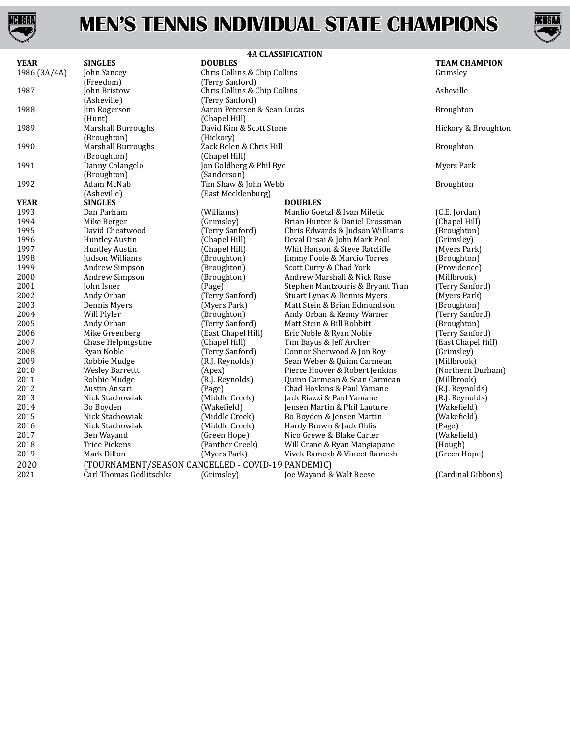# MEN'S TENNIS INDIVIDUAL STATE CHAMPIONS

## 4A CLASSIFICATION

| YEAR | SINGLES | DOUBLES | TEAM CHAMPION |
|---|---|---|---|
| 1986 (3A/4A) | John Yancey (Freedom) | Chris Collins & Chip Collins (Terry Sanford) | Grimsley |
| 1987 | John Bristow (Asheville) | Chris Collins & Chip Collins (Terry Sanford) | Asheville |
| 1988 | Jim Rogerson (Hunt) | Aaron Petersen & Sean Lucas (Chapel Hill) | Broughton |
| 1989 | Marshall Burroughs (Broughton) | David Kim & Scott Stone (Hickory) | Hickory & Broughton |
| 1990 | Marshall Burroughs (Broughton) | Zack Bolen & Chris Hill (Chapel Hill) | Broughton |
| 1991 | Danny Colangelo (Broughton) | Jon Goldberg & Phil Bye (Sanderson) | Myers Park |
| 1992 | Adam McNab (Asheville) | Tim Shaw & John Webb (East Mecklenburg) | Broughton |

| YEAR | SINGLES | | DOUBLES | |
|---|---|---|---|---|
| 1993 | Dan Parham | (Williams) | Manlio Goetzl & Ivan Miletic | (C.E. Jordan) |
| 1994 | Mike Berger | (Grimsley) | Brian Hunter & Daniel Drossman | (Chapel Hill) |
| 1995 | David Cheatwood | (Terry Sanford) | Chris Edwards & Judson Williams | (Broughton) |
| 1996 | Huntley Austin | (Chapel Hill) | Deval Desai & John Mark Pool | (Grimsley) |
| 1997 | Huntley Austin | (Chapel Hill) | Whit Hanson & Steve Ratcliffe | (Myers Park) |
| 1998 | Judson Williams | (Broughton) | Jimmy Poole & Marcio Torres | (Broughton) |
| 1999 | Andrew Simpson | (Broughton) | Scott Curry & Chad York | (Providence) |
| 2000 | Andrew Simpson | (Broughton) | Andrew Marshall & Nick Rose | (Millbrook) |
| 2001 | John Isner | (Page) | Stephen Mantzouris & Bryant Tran | (Terry Sanford) |
| 2002 | Andy Orban | (Terry Sanford) | Stuart Lynas & Dennis Myers | (Myers Park) |
| 2003 | Dennis Myers | (Myers Park) | Matt Stein & Brian Edmundson | (Broughton) |
| 2004 | Will Plyler | (Broughton) | Andy Orban & Kenny Warner | (Terry Sanford) |
| 2005 | Andy Orban | (Terry Sanford) | Matt Stein & Bill Bobbitt | (Broughton) |
| 2006 | Mike Greenberg | (East Chapel Hill) | Eric Noble & Ryan Noble | (Terry Sanford) |
| 2007 | Chase Helpingstine | (Chapel Hill) | Tim Bayus & Jeff Archer | (East Chapel Hill) |
| 2008 | Ryan Noble | (Terry Sanford) | Connor Sherwood & Jon Roy | (Grimsley) |
| 2009 | Robbie Mudge | (R.J. Reynolds) | Sean Weber & Quinn Carmean | (Millbrook) |
| 2010 | Wesley Barrettt | (Apex) | Pierce Hoover & Robert Jenkins | (Northern Durham) |
| 2011 | Robbie Mudge | (R.J. Reynolds) | Quinn Carmean & Sean Carmean | (Millbrook) |
| 2012 | Austin Ansari | (Page) | Chad Hoskins & Paul Yamane | (R.J. Reynolds) |
| 2013 | Nick Stachowiak | (Middle Creek) | Jack Riazzi & Paul Yamane | (R.J. Reynolds) |
| 2014 | Bo Boyden | (Wakefield) | Jensen Martin & Phil Lauture | (Wakefield) |
| 2015 | Nick Stachowiak | (Middle Creek) | Bo Boyden & Jensen Martin | (Wakefield) |
| 2016 | Nick Stachowiak | (Middle Creek) | Hardy Brown & Jack Oldis | (Page) |
| 2017 | Ben Wayand | (Green Hope) | Nico Grewe & Blake Carter | (Wakefield) |
| 2018 | Trice Pickens | (Panther Creek) | Will Crane & Ryan Mangiapane | (Hough) |
| 2019 | Mark Dillon | (Myers Park) | Vivek Ramesh & Vineet Ramesh | (Green Hope) |
| 2020 | (TOURNAMENT/SEASON CANCELLED - COVID-19 PANDEMIC) | | | |
| 2021 | Carl Thomas Gedlitschka | (Grimsley) | Joe Wayand & Walt Reese | (Cardinal Gibbons) |